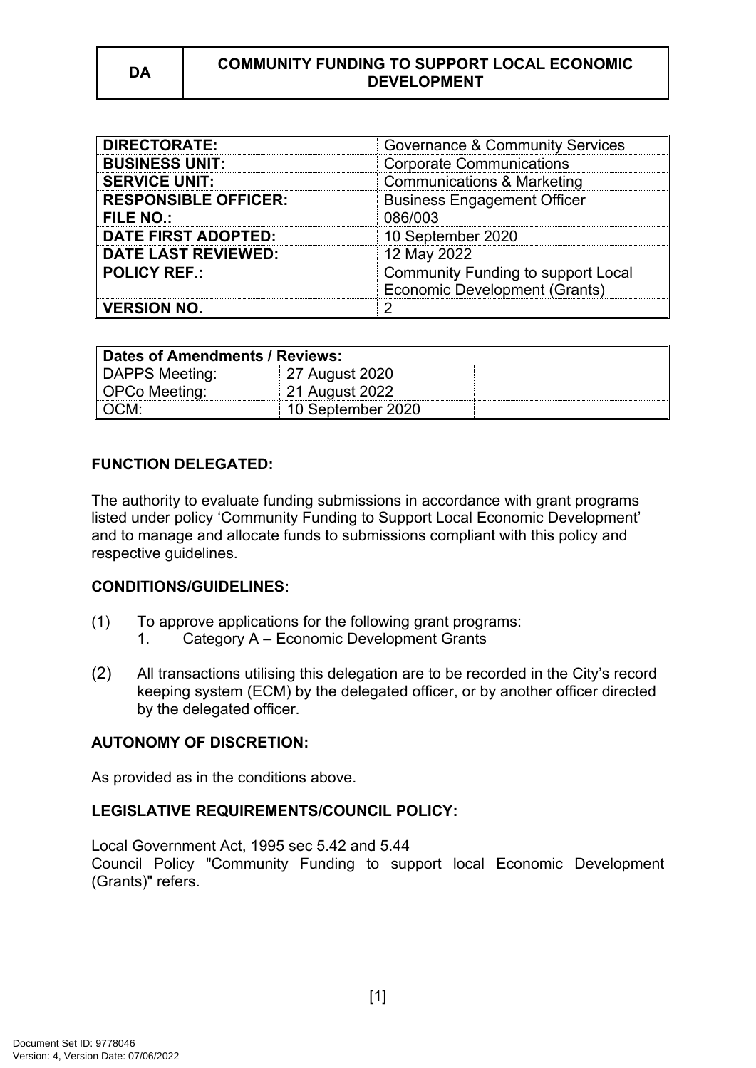| DA | COMMUNITY FUNDING TO SUPPORT LOCAL ECONOMIC DEVELOPMENT |
|---|---|

| | |
|---|---|
| **DIRECTORATE:** | Governance & Community Services |
| **BUSINESS UNIT:** | Corporate Communications |
| **SERVICE UNIT:** | Communications & Marketing |
| **RESPONSIBLE OFFICER:** | Business Engagement Officer |
| **FILE NO.:** | 086/003 |
| **DATE FIRST ADOPTED:** | 10 September 2020 |
| **DATE LAST REVIEWED:** | 12 May 2022 |
| **POLICY REF.:** | Community Funding to support Local Economic Development (Grants) |
| **VERSION NO.** | 2 |

| **Dates of Amendments / Reviews:** | | |
|---|---|---|
| DAPPS Meeting:<br>OPCo Meeting: | 27 August 2020<br>21 August 2022 | |
| OCM: | 10 September 2020 | |

**FUNCTION DELEGATED:**

The authority to evaluate funding submissions in accordance with grant programs listed under policy 'Community Funding to Support Local Economic Development' and to manage and allocate funds to submissions compliant with this policy and respective guidelines.

**CONDITIONS/GUIDELINES:**

(1) To approve applications for the following grant programs:
   1. Category A – Economic Development Grants

(2) All transactions utilising this delegation are to be recorded in the City's record keeping system (ECM) by the delegated officer, or by another officer directed by the delegated officer.

**AUTONOMY OF DISCRETION:**

As provided as in the conditions above.

**LEGISLATIVE REQUIREMENTS/COUNCIL POLICY:**

Local Government Act, 1995 sec 5.42 and 5.44
Council Policy "Community Funding to support local Economic Development (Grants)" refers.

Document Set ID: 9778046
Version: 4, Version Date: 07/06/2022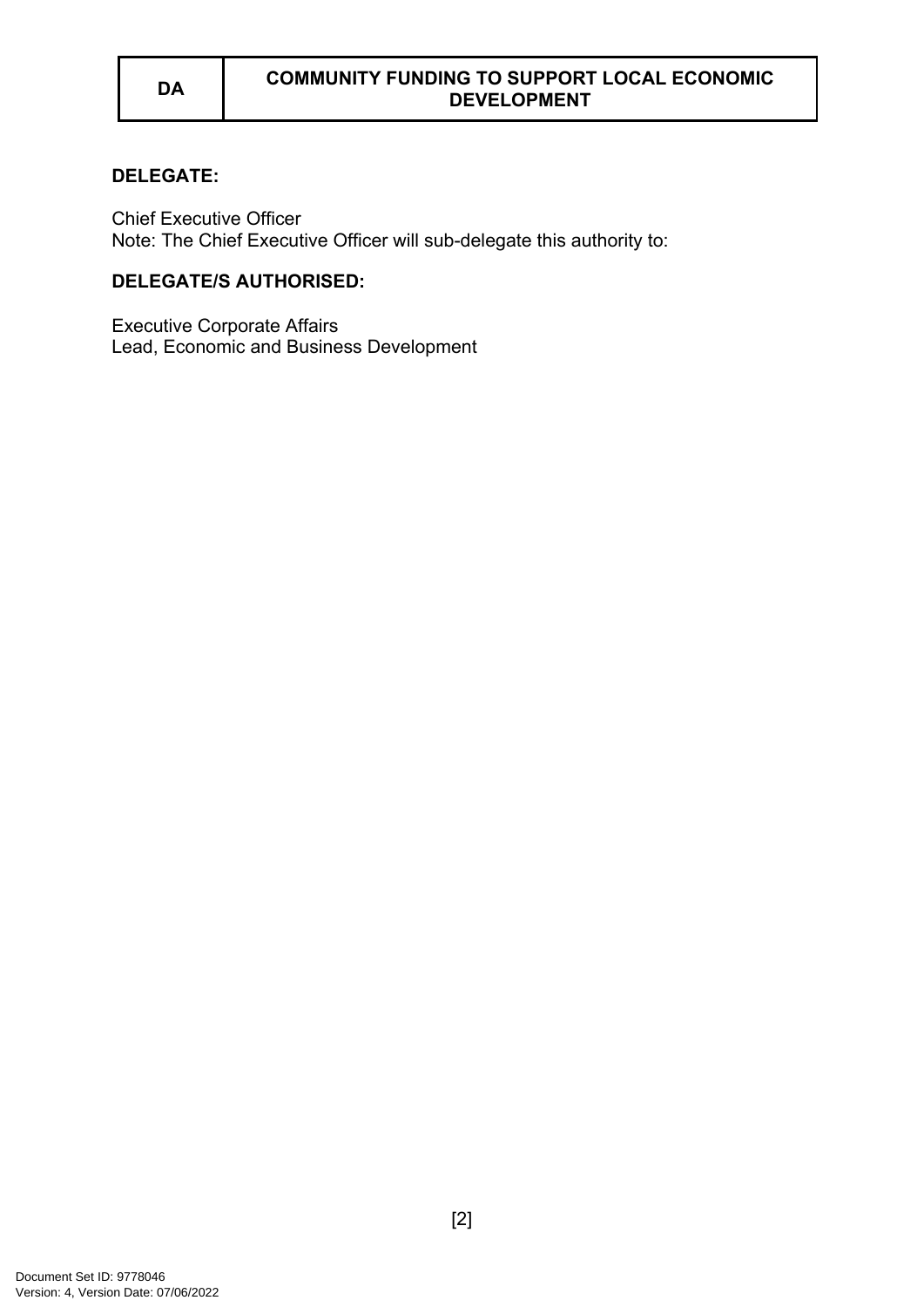| DA | COMMUNITY FUNDING TO SUPPORT LOCAL ECONOMIC DEVELOPMENT |
| --- | --- |

**DELEGATE:**

Chief Executive Officer
Note: The Chief Executive Officer will sub-delegate this authority to:

**DELEGATE/S AUTHORISED:**

Executive Corporate Affairs
Lead, Economic and Business Development

Document Set ID: 9778046
Version: 4, Version Date: 07/06/2022